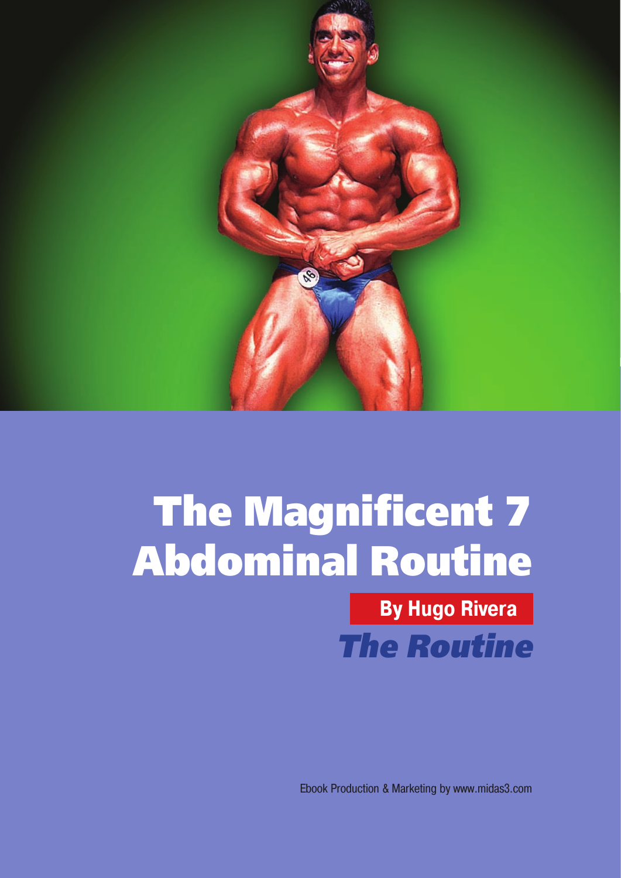# The Magnificent 7 Abdominal Routine

**By Hugo Rivera**

## *The Routine*

Ebook Production & Marketing by www.midas3.com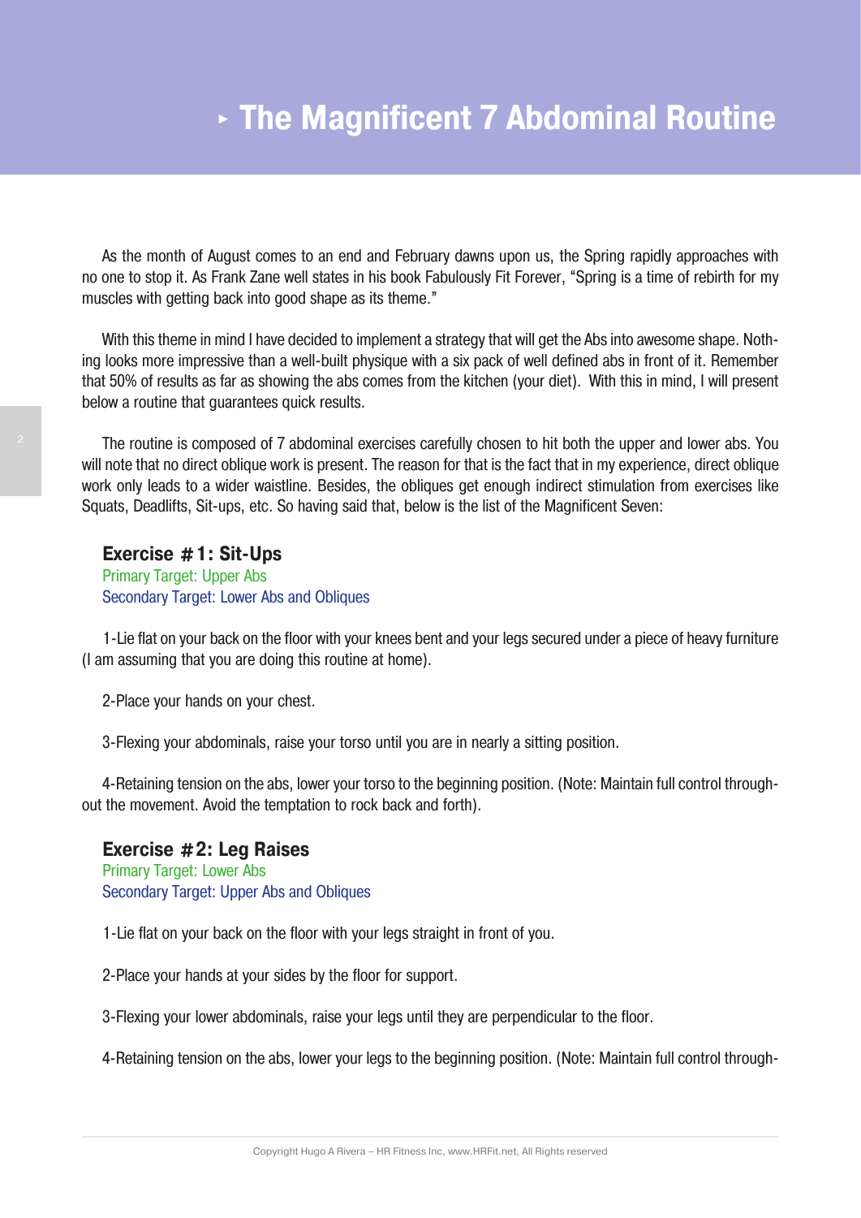# ‣ The Magnificent 7 Abdominal Routine

As the month of August comes to an end and February dawns upon us, the Spring rapidly approaches with no one to stop it. As Frank Zane well states in his book Fabulously Fit Forever, "Spring is a time of rebirth for my muscles with getting back into good shape as its theme."

With this theme in mind I have decided to implement a strategy that will get the Abs into awesome shape. Nothing looks more impressive than a well-built physique with a six pack of well defined abs in front of it. Remember that 50% of results as far as showing the abs comes from the kitchen (your diet). With this in mind, I will present below a routine that guarantees quick results.

The routine is composed of 7 abdominal exercises carefully chosen to hit both the upper and lower abs. You will note that no direct oblique work is present. The reason for that is the fact that in my experience, direct oblique work only leads to a wider waistline. Besides, the obliques get enough indirect stimulation from exercises like Squats, Deadlifts, Sit-ups, etc. So having said that, below is the list of the Magnificent Seven:

### Exercise #1: Sit-Ups

Primary Target: Upper Abs
Secondary Target: Lower Abs and Obliques

1-Lie flat on your back on the floor with your knees bent and your legs secured under a piece of heavy furniture (I am assuming that you are doing this routine at home).

2-Place your hands on your chest.

3-Flexing your abdominals, raise your torso until you are in nearly a sitting position.

4-Retaining tension on the abs, lower your torso to the beginning position. (Note: Maintain full control throughout the movement. Avoid the temptation to rock back and forth).

### Exercise #2: Leg Raises

Primary Target: Lower Abs
Secondary Target: Upper Abs and Obliques

1-Lie flat on your back on the floor with your legs straight in front of you.

2-Place your hands at your sides by the floor for support.

3-Flexing your lower abdominals, raise your legs until they are perpendicular to the floor.

4-Retaining tension on the abs, lower your legs to the beginning position. (Note: Maintain full control through-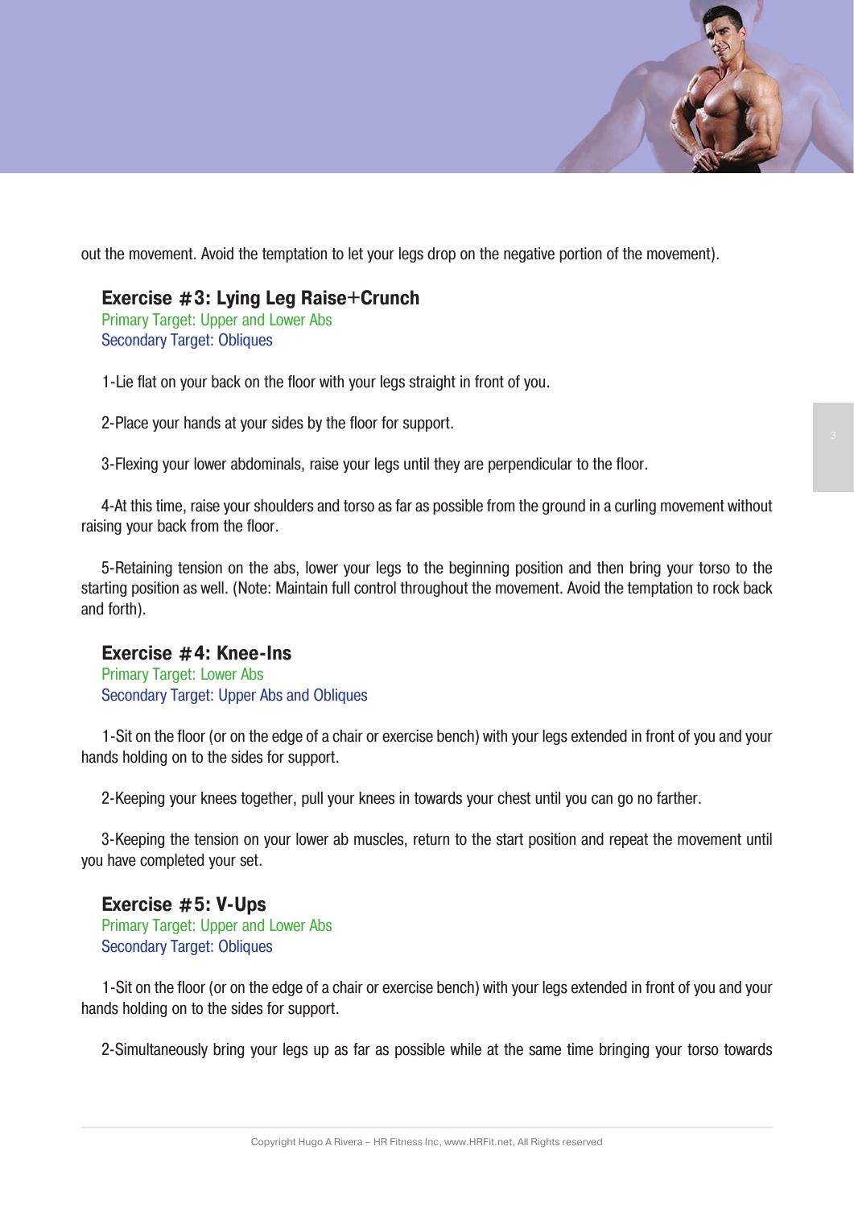out the movement. Avoid the temptation to let your legs drop on the negative portion of the movement).

### Exercise #3: Lying Leg Raise+Crunch

Primary Target: Upper and Lower Abs
Secondary Target: Obliques

1-Lie flat on your back on the floor with your legs straight in front of you.

2-Place your hands at your sides by the floor for support.

3-Flexing your lower abdominals, raise your legs until they are perpendicular to the floor.

4-At this time, raise your shoulders and torso as far as possible from the ground in a curling movement without raising your back from the floor.

5-Retaining tension on the abs, lower your legs to the beginning position and then bring your torso to the starting position as well. (Note: Maintain full control throughout the movement. Avoid the temptation to rock back and forth).

### Exercise #4: Knee-Ins

Primary Target: Lower Abs
Secondary Target: Upper Abs and Obliques

1-Sit on the floor (or on the edge of a chair or exercise bench) with your legs extended in front of you and your hands holding on to the sides for support.

2-Keeping your knees together, pull your knees in towards your chest until you can go no farther.

3-Keeping the tension on your lower ab muscles, return to the start position and repeat the movement until you have completed your set.

### Exercise #5: V-Ups

Primary Target: Upper and Lower Abs
Secondary Target: Obliques

1-Sit on the floor (or on the edge of a chair or exercise bench) with your legs extended in front of you and your hands holding on to the sides for support.

2-Simultaneously bring your legs up as far as possible while at the same time bringing your torso towards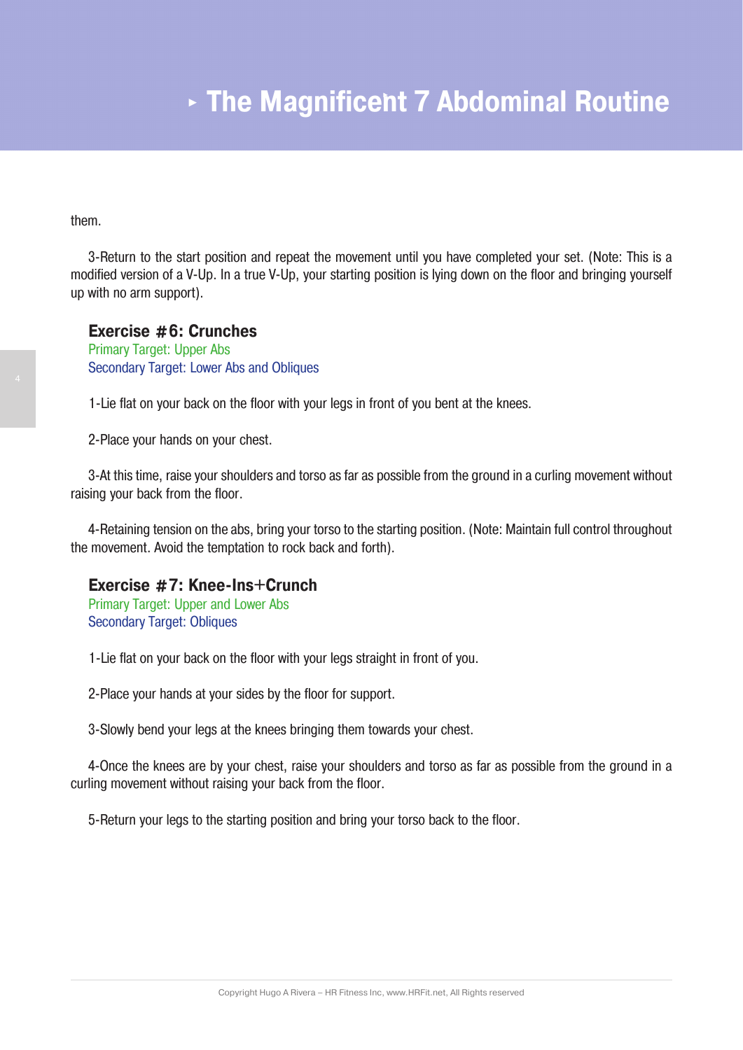them.

3-Return to the start position and repeat the movement until you have completed your set. (Note: This is a modified version of a V-Up. In a true V-Up, your starting position is lying down on the floor and bringing yourself up with no arm support).

### Exercise #6: Crunches

Primary Target: Upper Abs
Secondary Target: Lower Abs and Obliques

1-Lie flat on your back on the floor with your legs in front of you bent at the knees.

2-Place your hands on your chest.

3-At this time, raise your shoulders and torso as far as possible from the ground in a curling movement without raising your back from the floor.

4-Retaining tension on the abs, bring your torso to the starting position. (Note: Maintain full control throughout the movement. Avoid the temptation to rock back and forth).

### Exercise #7: Knee-Ins+Crunch

Primary Target: Upper and Lower Abs
Secondary Target: Obliques

1-Lie flat on your back on the floor with your legs straight in front of you.

2-Place your hands at your sides by the floor for support.

3-Slowly bend your legs at the knees bringing them towards your chest.

4-Once the knees are by your chest, raise your shoulders and torso as far as possible from the ground in a curling movement without raising your back from the floor.

5-Return your legs to the starting position and bring your torso back to the floor.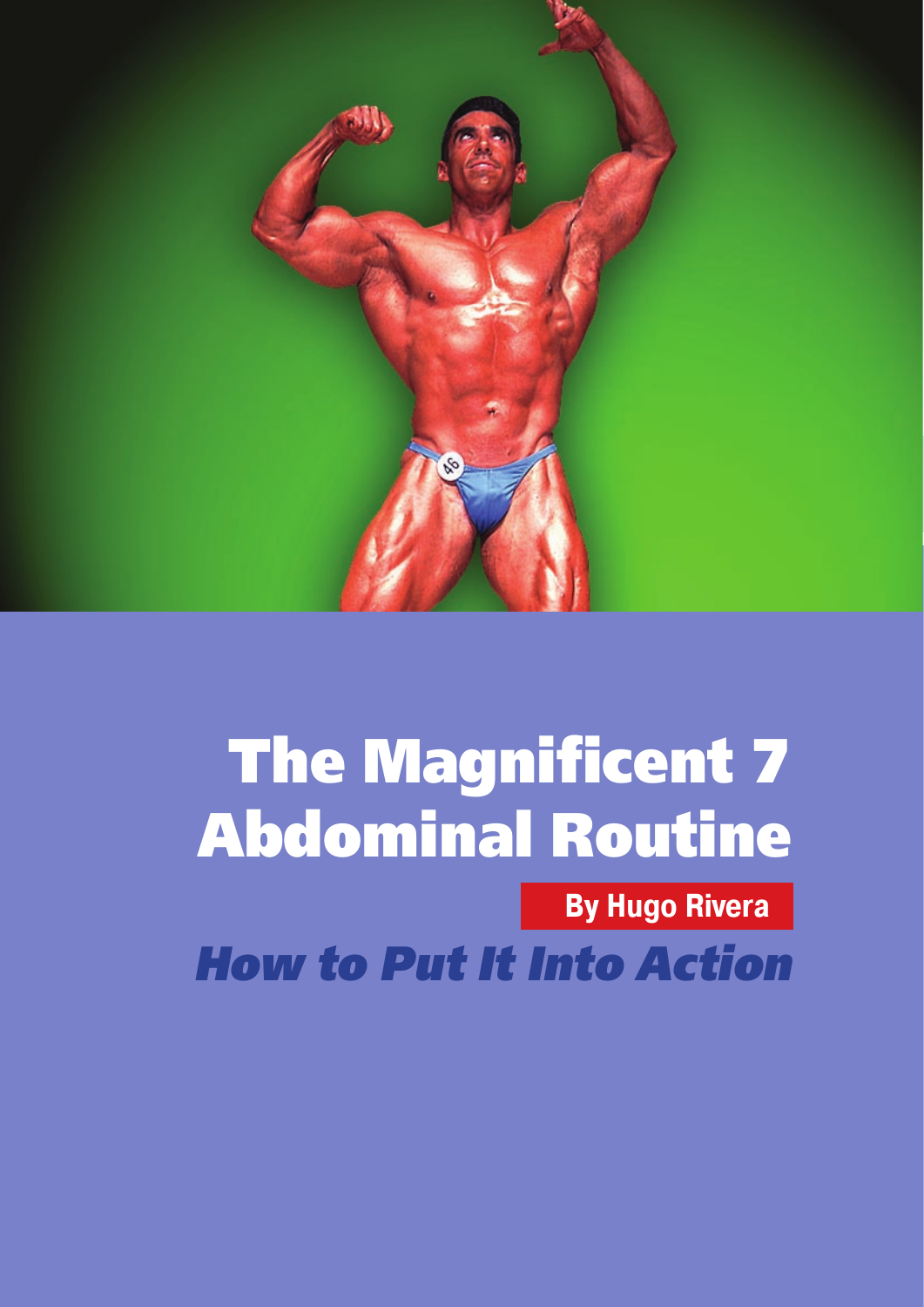# The Magnificent 7 Abdominal Routine

**By Hugo Rivera**

## *How to Put It Into Action*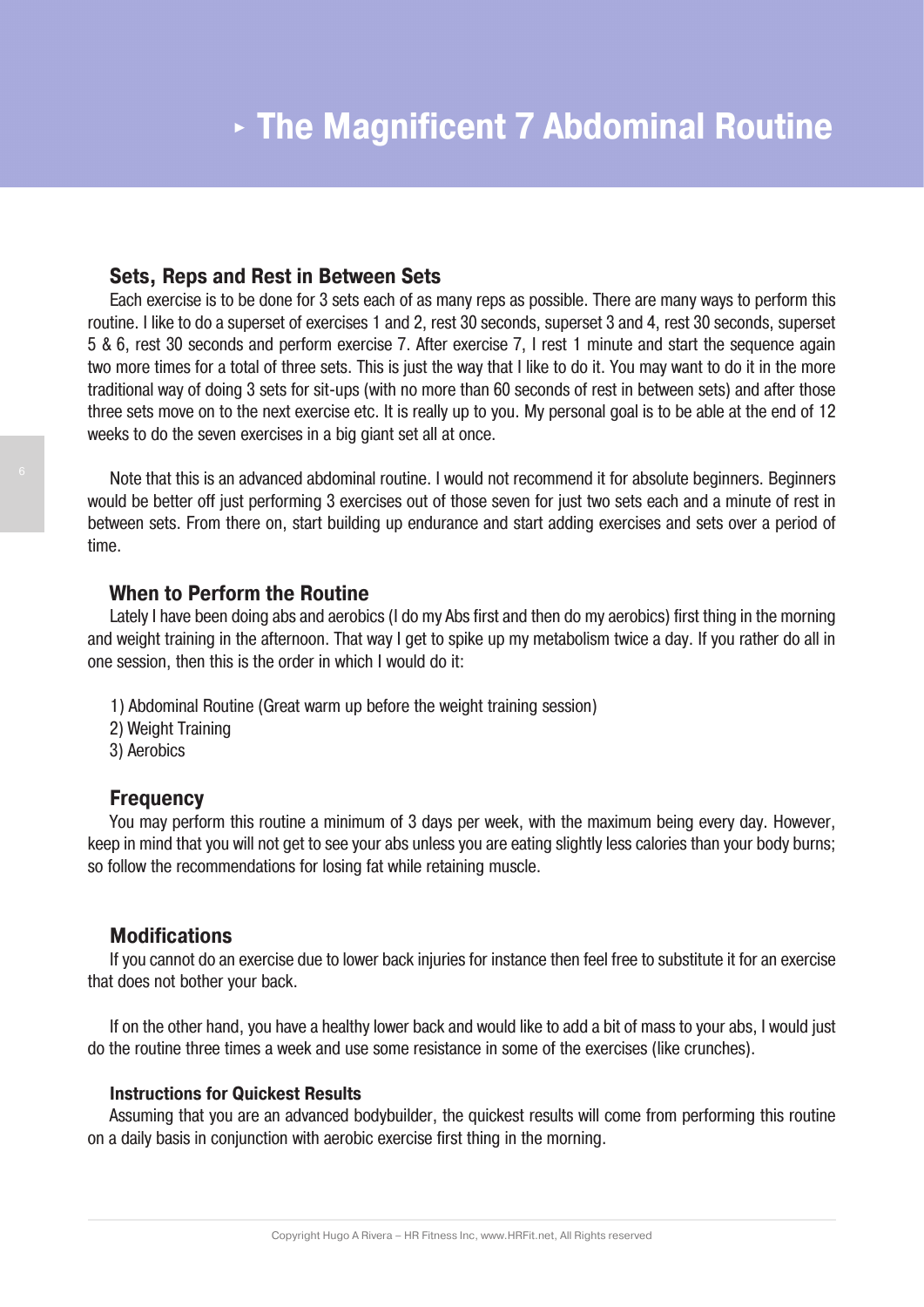# ‣ The Magnificent 7 Abdominal Routine

## Sets, Reps and Rest in Between Sets

Each exercise is to be done for 3 sets each of as many reps as possible. There are many ways to perform this routine. I like to do a superset of exercises 1 and 2, rest 30 seconds, superset 3 and 4, rest 30 seconds, superset 5 & 6, rest 30 seconds and perform exercise 7. After exercise 7, I rest 1 minute and start the sequence again two more times for a total of three sets. This is just the way that I like to do it. You may want to do it in the more traditional way of doing 3 sets for sit-ups (with no more than 60 seconds of rest in between sets) and after those three sets move on to the next exercise etc. It is really up to you. My personal goal is to be able at the end of 12 weeks to do the seven exercises in a big giant set all at once.

Note that this is an advanced abdominal routine. I would not recommend it for absolute beginners. Beginners would be better off just performing 3 exercises out of those seven for just two sets each and a minute of rest in between sets. From there on, start building up endurance and start adding exercises and sets over a period of time.

## When to Perform the Routine

Lately I have been doing abs and aerobics (I do my Abs first and then do my aerobics) first thing in the morning and weight training in the afternoon. That way I get to spike up my metabolism twice a day. If you rather do all in one session, then this is the order in which I would do it:

1) Abdominal Routine (Great warm up before the weight training session)
2) Weight Training
3) Aerobics

## Frequency

You may perform this routine a minimum of 3 days per week, with the maximum being every day. However, keep in mind that you will not get to see your abs unless you are eating slightly less calories than your body burns; so follow the recommendations for losing fat while retaining muscle.

## Modifications

If you cannot do an exercise due to lower back injuries for instance then feel free to substitute it for an exercise that does not bother your back.

If on the other hand, you have a healthy lower back and would like to add a bit of mass to your abs, I would just do the routine three times a week and use some resistance in some of the exercises (like crunches).

### Instructions for Quickest Results

Assuming that you are an advanced bodybuilder, the quickest results will come from performing this routine on a daily basis in conjunction with aerobic exercise first thing in the morning.

Copyright Hugo A Rivera – HR Fitness Inc, www.HRFit.net, All Rights reserved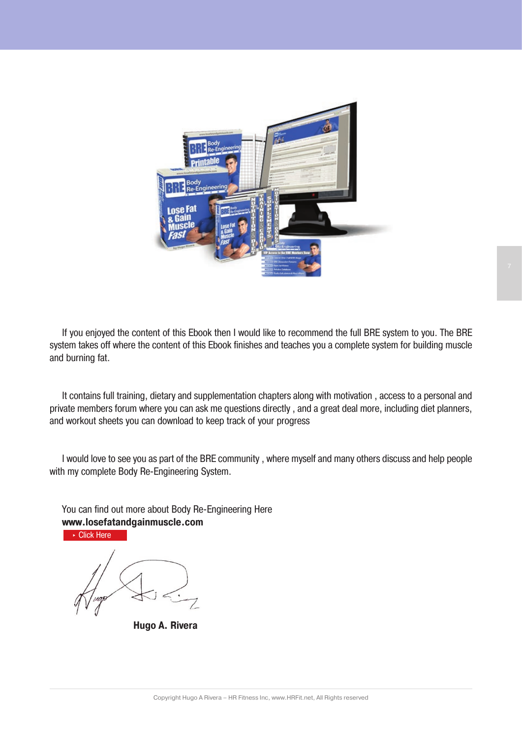If you enjoyed the content of this Ebook then I would like to recommend the full BRE system to you. The BRE system takes off where the content of this Ebook finishes and teaches you a complete system for building muscle and burning fat.

It contains full training, dietary and supplementation chapters along with motivation , access to a personal and private members forum where you can ask me questions directly , and a great deal more, including diet planners, and workout sheets you can download to keep track of your progress

I would love to see you as part of the BRE community , where myself and many others discuss and help people with my complete Body Re-Engineering System.

You can find out more about Body Re-Engineering Here
**www.losefatandgainmuscle.com**
‣ Click Here

**Hugo A. Rivera**

Copyright Hugo A Rivera – HR Fitness Inc, www.HRFit.net, All Rights reserved